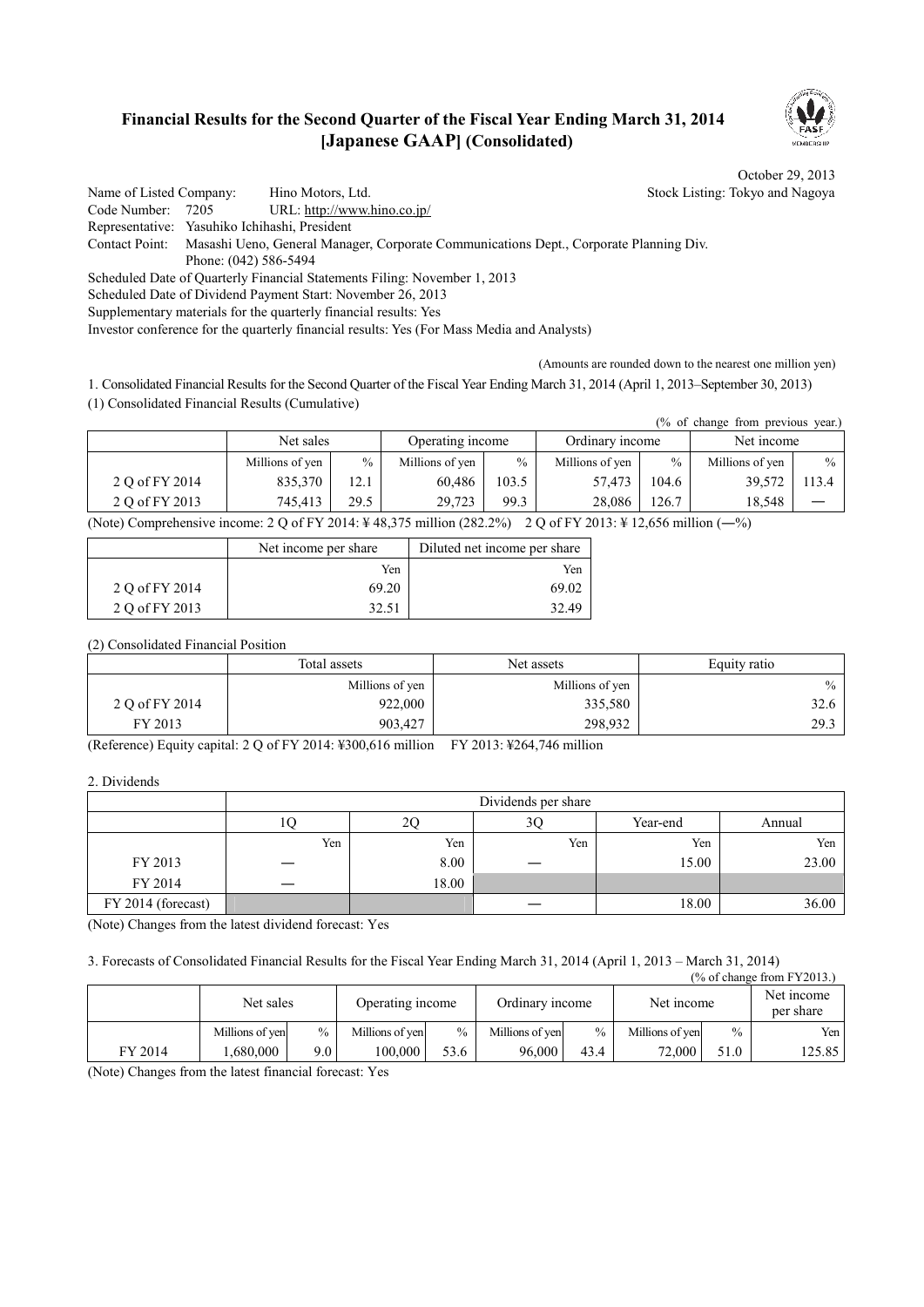# Financial Results for the Second Quarter of the Fiscal Year Ending March 31, 2014 [Japanese GAAP] (Consolidated)

October 29, 2013

Name of Listed Company: Hino Motors, Ltd. Stock Listing: Tokyo and Nagoya
Code Number: 7205 URL: http://www.hino.co.jp/
Representative: Yasuhiko Ichihashi, President
Contact Point: Masashi Ueno, General Manager, Corporate Communications Dept., Corporate Planning Div.
Phone: (042) 586-5494
Scheduled Date of Quarterly Financial Statements Filing: November 1, 2013
Scheduled Date of Dividend Payment Start: November 26, 2013
Supplementary materials for the quarterly financial results: Yes
Investor conference for the quarterly financial results: Yes (For Mass Media and Analysts)

(Amounts are rounded down to the nearest one million yen)

1. Consolidated Financial Results for the Second Quarter of the Fiscal Year Ending March 31, 2014 (April 1, 2013–September 30, 2013)

(1) Consolidated Financial Results (Cumulative)

(% of change from previous year.)

| | Net sales | | Operating income | | Ordinary income | | Net income | |
|---|---|---|---|---|---|---|---|---|
| | Millions of yen | % | Millions of yen | % | Millions of yen | % | Millions of yen | % |
| 2 Q of FY 2014 | 835,370 | 12.1 | 60,486 | 103.5 | 57,473 | 104.6 | 39,572 | 113.4 |
| 2 Q of FY 2013 | 745,413 | 29.5 | 29,723 | 99.3 | 28,086 | 126.7 | 18,548 | ― |

(Note) Comprehensive income: 2 Q of FY 2014: ¥ 48,375 million (282.2%) 2 Q of FY 2013: ¥ 12,656 million (―%)

| | Net income per share | Diluted net income per share |
|---|---|---|
| | Yen | Yen |
| 2 Q of FY 2014 | 69.20 | 69.02 |
| 2 Q of FY 2013 | 32.51 | 32.49 |

(2) Consolidated Financial Position

| | Total assets | Net assets | Equity ratio |
|---|---|---|---|
| | Millions of yen | Millions of yen | % |
| 2 Q of FY 2014 | 922,000 | 335,580 | 32.6 |
| FY 2013 | 903,427 | 298,932 | 29.3 |

(Reference) Equity capital: 2 Q of FY 2014: ¥300,616 million FY 2013: ¥264,746 million

2. Dividends

| | Dividends per share | | | | |
|---|---|---|---|---|---|
| | 1Q | 2Q | 3Q | Year-end | Annual |
| | Yen | Yen | Yen | Yen | Yen |
| FY 2013 | ― | 8.00 | ― | 15.00 | 23.00 |
| FY 2014 | ― | 18.00 | | | |
| FY 2014 (forecast) | | | ― | 18.00 | 36.00 |

(Note) Changes from the latest dividend forecast: Yes

3. Forecasts of Consolidated Financial Results for the Fiscal Year Ending March 31, 2014 (April 1, 2013 – March 31, 2014)

(% of change from FY2013.)

| | Net sales | | Operating income | | Ordinary income | | Net income | | Net income per share |
|---|---|---|---|---|---|---|---|---|---|
| | Millions of yen | % | Millions of yen | % | Millions of yen | % | Millions of yen | % | Yen |
| FY 2014 | 1,680,000 | 9.0 | 100,000 | 53.6 | 96,000 | 43.4 | 72,000 | 51.0 | 125.85 |

(Note) Changes from the latest financial forecast: Yes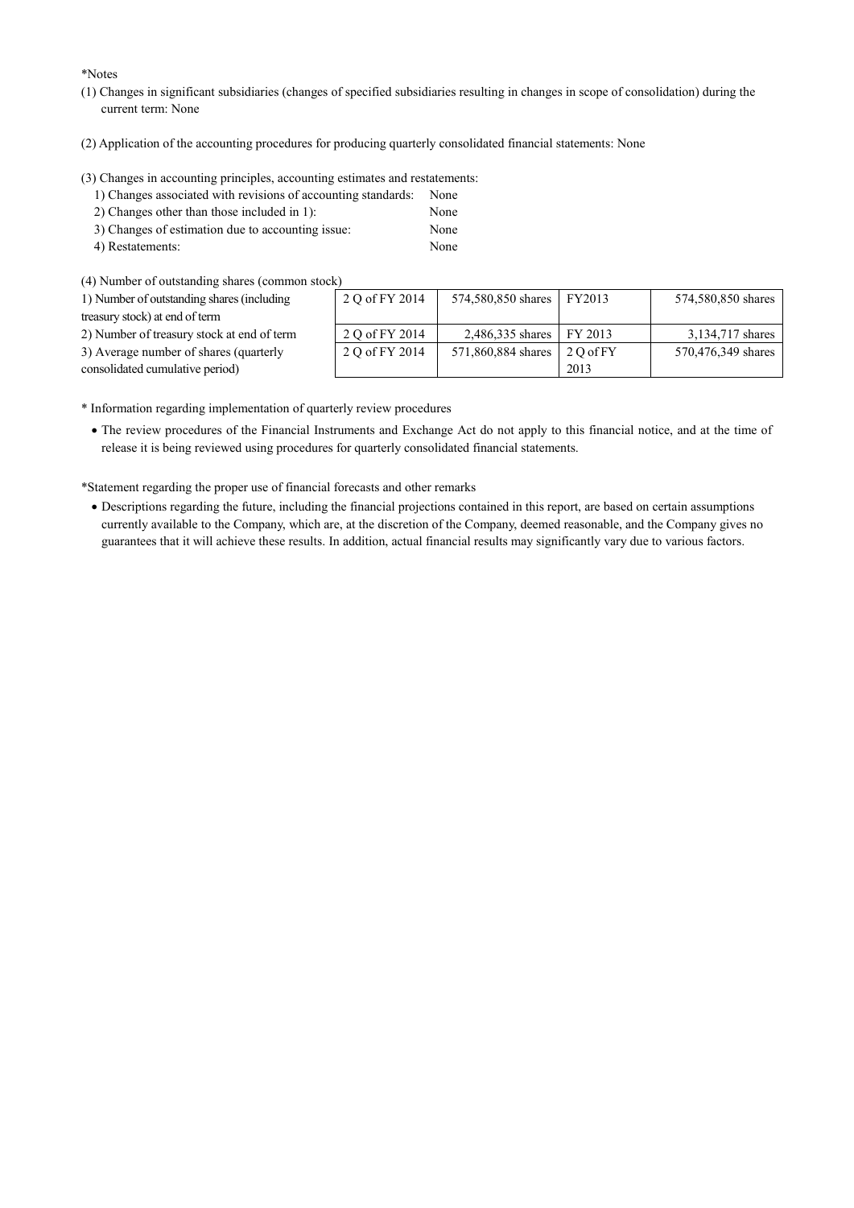*Notes

(1) Changes in significant subsidiaries (changes of specified subsidiaries resulting in changes in scope of consolidation) during the current term: None

(2) Application of the accounting procedures for producing quarterly consolidated financial statements: None

(3) Changes in accounting principles, accounting estimates and restatements:

| | |
|---|---|
| 1) Changes associated with revisions of accounting standards: | None |
| 2) Changes other than those included in 1): | None |
| 3) Changes of estimation due to accounting issue: | None |
| 4) Restatements: | None |

(4) Number of outstanding shares (common stock)

| | | | | |
|---|---|---|---|---|
| 1) Number of outstanding shares (including treasury stock) at end of term | 2 Q of FY 2014 | 574,580,850 shares | FY2013 | 574,580,850 shares |
| 2) Number of treasury stock at end of term | 2 Q of FY 2014 | 2,486,335 shares | FY 2013 | 3,134,717 shares |
| 3) Average number of shares (quarterly consolidated cumulative period) | 2 Q of FY 2014 | 571,860,884 shares | 2 Q of FY 2013 | 570,476,349 shares |

* Information regarding implementation of quarterly review procedures

- The review procedures of the Financial Instruments and Exchange Act do not apply to this financial notice, and at the time of release it is being reviewed using procedures for quarterly consolidated financial statements.

*Statement regarding the proper use of financial forecasts and other remarks

- Descriptions regarding the future, including the financial projections contained in this report, are based on certain assumptions currently available to the Company, which are, at the discretion of the Company, deemed reasonable, and the Company gives no guarantees that it will achieve these results. In addition, actual financial results may significantly vary due to various factors.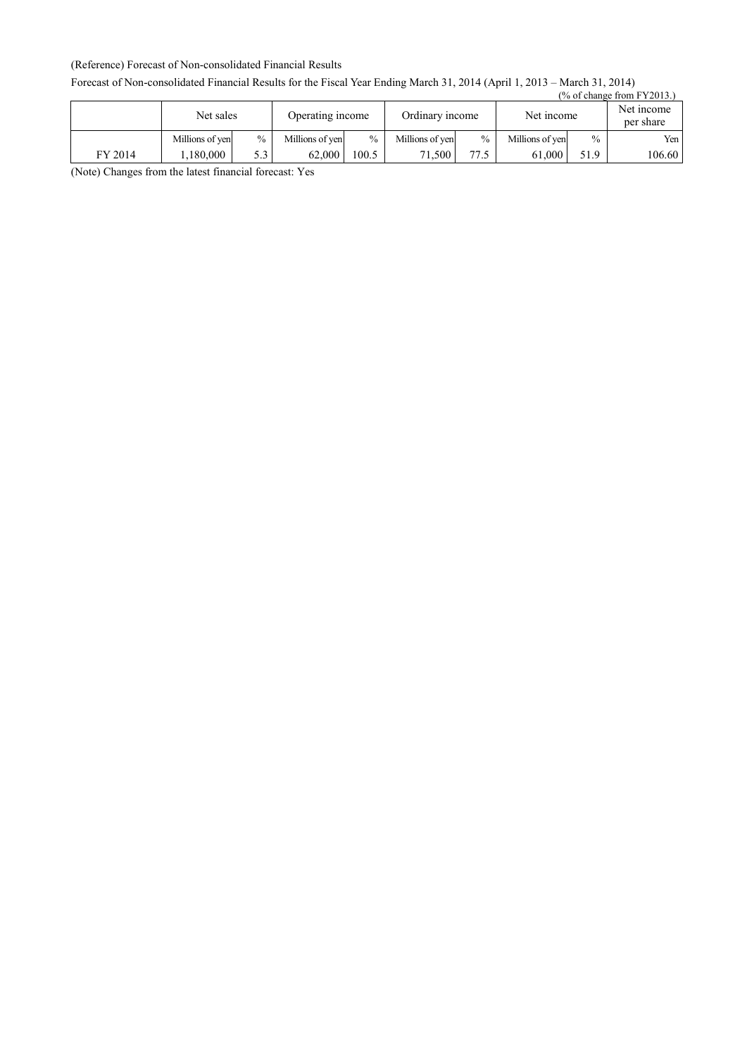(Reference) Forecast of Non-consolidated Financial Results

Forecast of Non-consolidated Financial Results for the Fiscal Year Ending March 31, 2014 (April 1, 2013 – March 31, 2014)

(% of change from FY2013.)

| | Net sales | | Operating income | | Ordinary income | | Net income | | Net income per share |
|---|---|---|---|---|---|---|---|---|---|
| | Millions of yen | % | Millions of yen | % | Millions of yen | % | Millions of yen | % | Yen |
| FY 2014 | 1,180,000 | 5.3 | 62,000 | 100.5 | 71,500 | 77.5 | 61,000 | 51.9 | 106.60 |

(Note) Changes from the latest financial forecast: Yes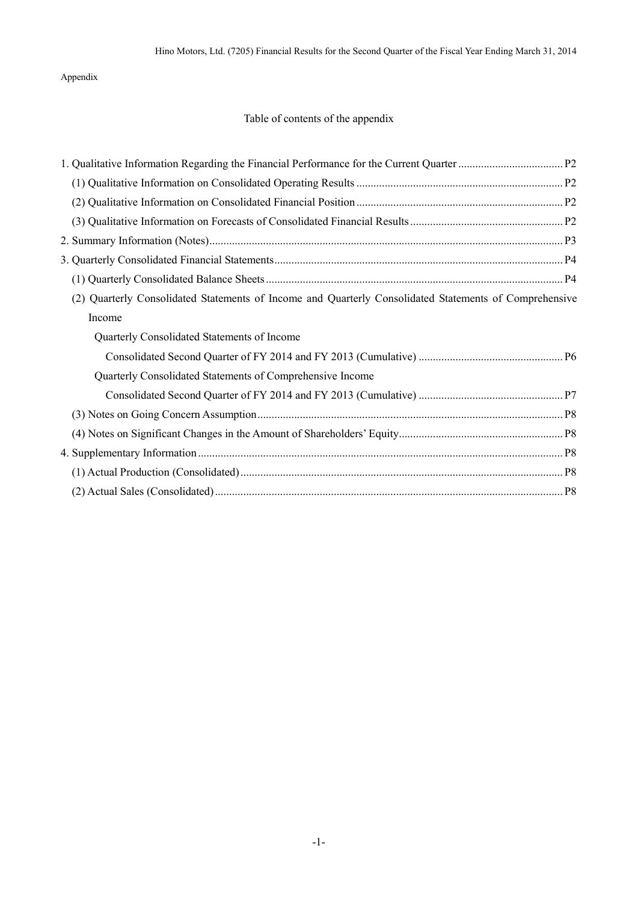Appendix

## Table of contents of the appendix

1. Qualitative Information Regarding the Financial Performance for the Current Quarter ..................................... P2
   (1) Qualitative Information on Consolidated Operating Results ......................................................................... P2
   (2) Qualitative Information on Consolidated Financial Position ......................................................................... P2
   (3) Qualitative Information on Forecasts of Consolidated Financial Results ...................................................... P2
2. Summary Information (Notes) ............................................................................................................................ P3
3. Quarterly Consolidated Financial Statements ..................................................................................................... P4
   (1) Quarterly Consolidated Balance Sheets ........................................................................................................ P4
   (2) Quarterly Consolidated Statements of Income and Quarterly Consolidated Statements of Comprehensive Income
      Quarterly Consolidated Statements of Income
         Consolidated Second Quarter of FY 2014 and FY 2013 (Cumulative) ................................................... P6
      Quarterly Consolidated Statements of Comprehensive Income
         Consolidated Second Quarter of FY 2014 and FY 2013 (Cumulative) ................................................... P7
   (3) Notes on Going Concern Assumption ........................................................................................................... P8
   (4) Notes on Significant Changes in the Amount of Shareholders' Equity .......................................................... P8
4. Supplementary Information ................................................................................................................................ P8
   (1) Actual Production (Consolidated) ................................................................................................................. P8
   (2) Actual Sales (Consolidated) .......................................................................................................................... P8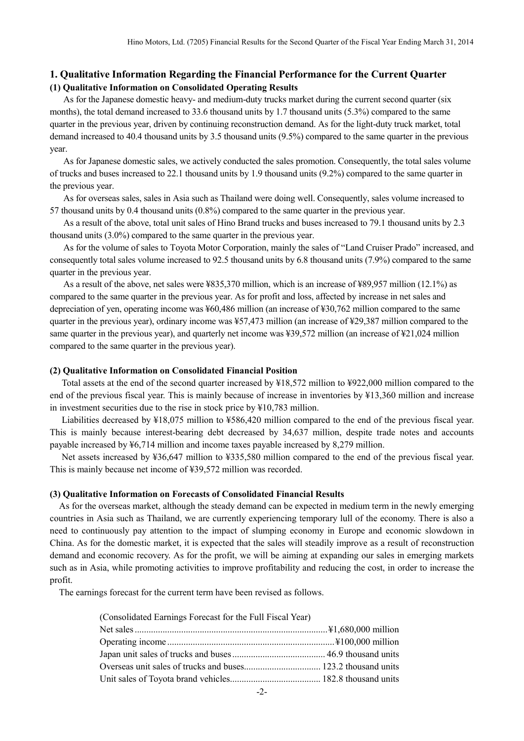## 1. Qualitative Information Regarding the Financial Performance for the Current Quarter

### (1) Qualitative Information on Consolidated Operating Results

As for the Japanese domestic heavy- and medium-duty trucks market during the current second quarter (six months), the total demand increased to 33.6 thousand units by 1.7 thousand units (5.3%) compared to the same quarter in the previous year, driven by continuing reconstruction demand. As for the light-duty truck market, total demand increased to 40.4 thousand units by 3.5 thousand units (9.5%) compared to the same quarter in the previous year.

As for Japanese domestic sales, we actively conducted the sales promotion. Consequently, the total sales volume of trucks and buses increased to 22.1 thousand units by 1.9 thousand units (9.2%) compared to the same quarter in the previous year.

As for overseas sales, sales in Asia such as Thailand were doing well. Consequently, sales volume increased to 57 thousand units by 0.4 thousand units (0.8%) compared to the same quarter in the previous year.

As a result of the above, total unit sales of Hino Brand trucks and buses increased to 79.1 thousand units by 2.3 thousand units (3.0%) compared to the same quarter in the previous year.

As for the volume of sales to Toyota Motor Corporation, mainly the sales of "Land Cruiser Prado" increased, and consequently total sales volume increased to 92.5 thousand units by 6.8 thousand units (7.9%) compared to the same quarter in the previous year.

As a result of the above, net sales were ¥835,370 million, which is an increase of ¥89,957 million (12.1%) as compared to the same quarter in the previous year. As for profit and loss, affected by increase in net sales and depreciation of yen, operating income was ¥60,486 million (an increase of ¥30,762 million compared to the same quarter in the previous year), ordinary income was ¥57,473 million (an increase of ¥29,387 million compared to the same quarter in the previous year), and quarterly net income was ¥39,572 million (an increase of ¥21,024 million compared to the same quarter in the previous year).

### (2) Qualitative Information on Consolidated Financial Position

Total assets at the end of the second quarter increased by ¥18,572 million to ¥922,000 million compared to the end of the previous fiscal year. This is mainly because of increase in inventories by ¥13,360 million and increase in investment securities due to the rise in stock price by ¥10,783 million.

Liabilities decreased by ¥18,075 million to ¥586,420 million compared to the end of the previous fiscal year. This is mainly because interest-bearing debt decreased by 34,637 million, despite trade notes and accounts payable increased by ¥6,714 million and income taxes payable increased by 8,279 million.

Net assets increased by ¥36,647 million to ¥335,580 million compared to the end of the previous fiscal year. This is mainly because net income of ¥39,572 million was recorded.

### (3) Qualitative Information on Forecasts of Consolidated Financial Results

As for the overseas market, although the steady demand can be expected in medium term in the newly emerging countries in Asia such as Thailand, we are currently experiencing temporary lull of the economy. There is also a need to continuously pay attention to the impact of slumping economy in Europe and economic slowdown in China. As for the domestic market, it is expected that the sales will steadily improve as a result of reconstruction demand and economic recovery. As for the profit, we will be aiming at expanding our sales in emerging markets such as in Asia, while promoting activities to improve profitability and reducing the cost, in order to increase the profit.

The earnings forecast for the current term have been revised as follows.

(Consolidated Earnings Forecast for the Full Fiscal Year)

| | |
|---|---|
| Net sales | ¥1,680,000 million |
| Operating income | ¥100,000 million |
| Japan unit sales of trucks and buses | 46.9 thousand units |
| Overseas unit sales of trucks and buses | 123.2 thousand units |
| Unit sales of Toyota brand vehicles | 182.8 thousand units |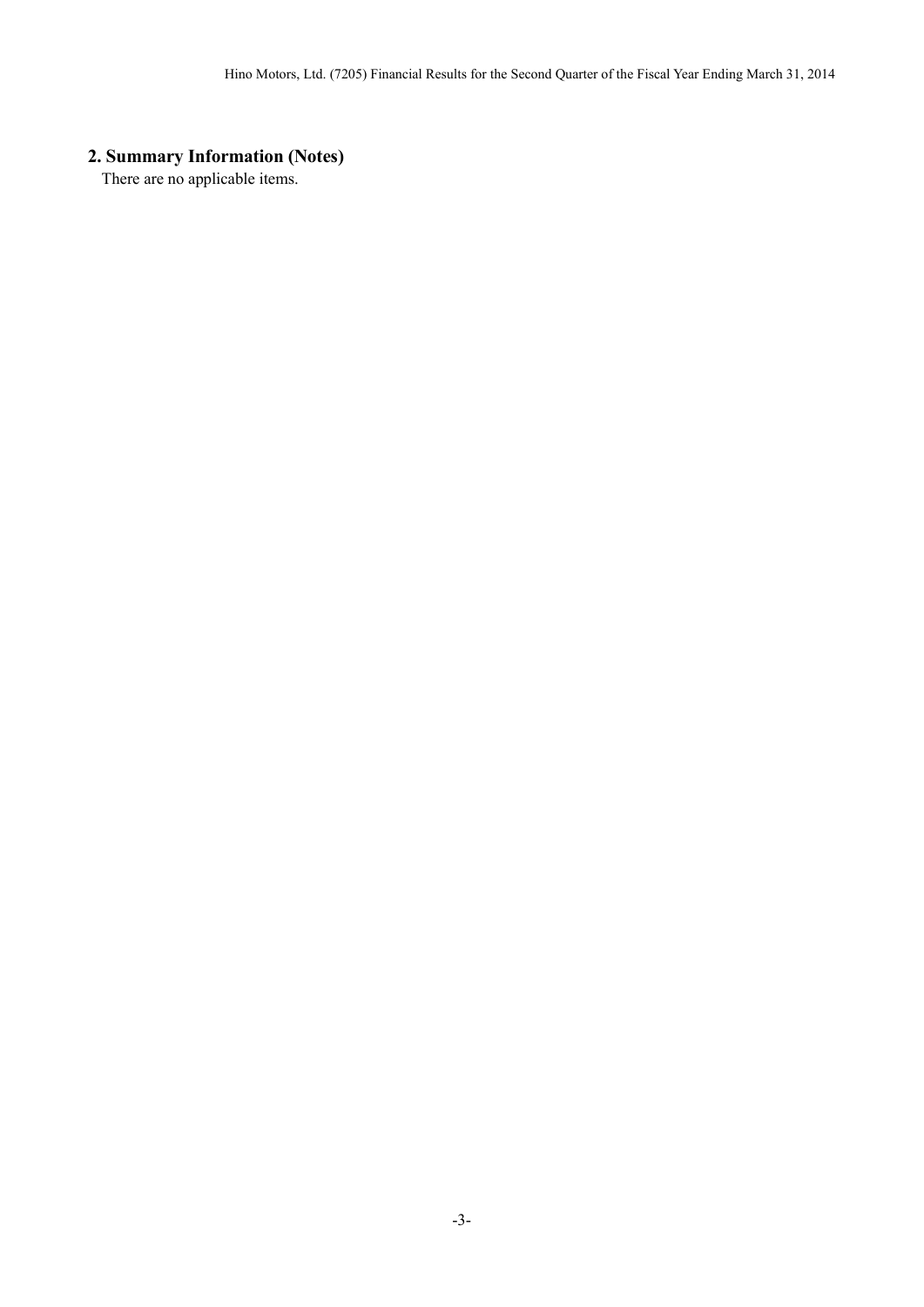## 2. Summary Information (Notes)

There are no applicable items.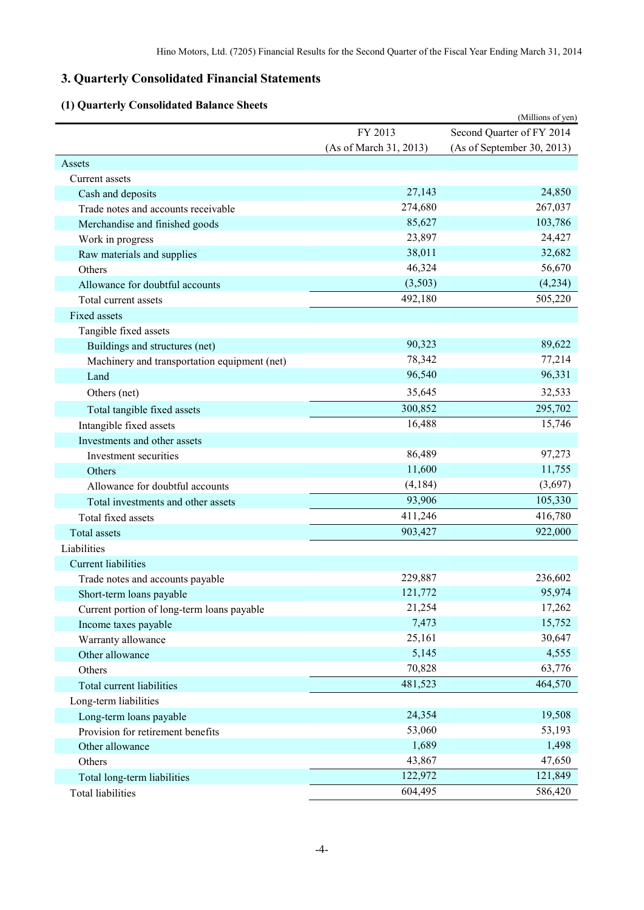## 3. Quarterly Consolidated Financial Statements

### (1) Quarterly Consolidated Balance Sheets

(Millions of yen)

| | FY 2013 (As of March 31, 2013) | Second Quarter of FY 2014 (As of September 30, 2013) |
|---|---|---|
| Assets | | |
| Current assets | | |
| Cash and deposits | 27,143 | 24,850 |
| Trade notes and accounts receivable | 274,680 | 267,037 |
| Merchandise and finished goods | 85,627 | 103,786 |
| Work in progress | 23,897 | 24,427 |
| Raw materials and supplies | 38,011 | 32,682 |
| Others | 46,324 | 56,670 |
| Allowance for doubtful accounts | (3,503) | (4,234) |
| Total current assets | 492,180 | 505,220 |
| Fixed assets | | |
| Tangible fixed assets | | |
| Buildings and structures (net) | 90,323 | 89,622 |
| Machinery and transportation equipment (net) | 78,342 | 77,214 |
| Land | 96,540 | 96,331 |
| Others (net) | 35,645 | 32,533 |
| Total tangible fixed assets | 300,852 | 295,702 |
| Intangible fixed assets | 16,488 | 15,746 |
| Investments and other assets | | |
| Investment securities | 86,489 | 97,273 |
| Others | 11,600 | 11,755 |
| Allowance for doubtful accounts | (4,184) | (3,697) |
| Total investments and other assets | 93,906 | 105,330 |
| Total fixed assets | 411,246 | 416,780 |
| Total assets | 903,427 | 922,000 |
| Liabilities | | |
| Current liabilities | | |
| Trade notes and accounts payable | 229,887 | 236,602 |
| Short-term loans payable | 121,772 | 95,974 |
| Current portion of long-term loans payable | 21,254 | 17,262 |
| Income taxes payable | 7,473 | 15,752 |
| Warranty allowance | 25,161 | 30,647 |
| Other allowance | 5,145 | 4,555 |
| Others | 70,828 | 63,776 |
| Total current liabilities | 481,523 | 464,570 |
| Long-term liabilities | | |
| Long-term loans payable | 24,354 | 19,508 |
| Provision for retirement benefits | 53,060 | 53,193 |
| Other allowance | 1,689 | 1,498 |
| Others | 43,867 | 47,650 |
| Total long-term liabilities | 122,972 | 121,849 |
| Total liabilities | 604,495 | 586,420 |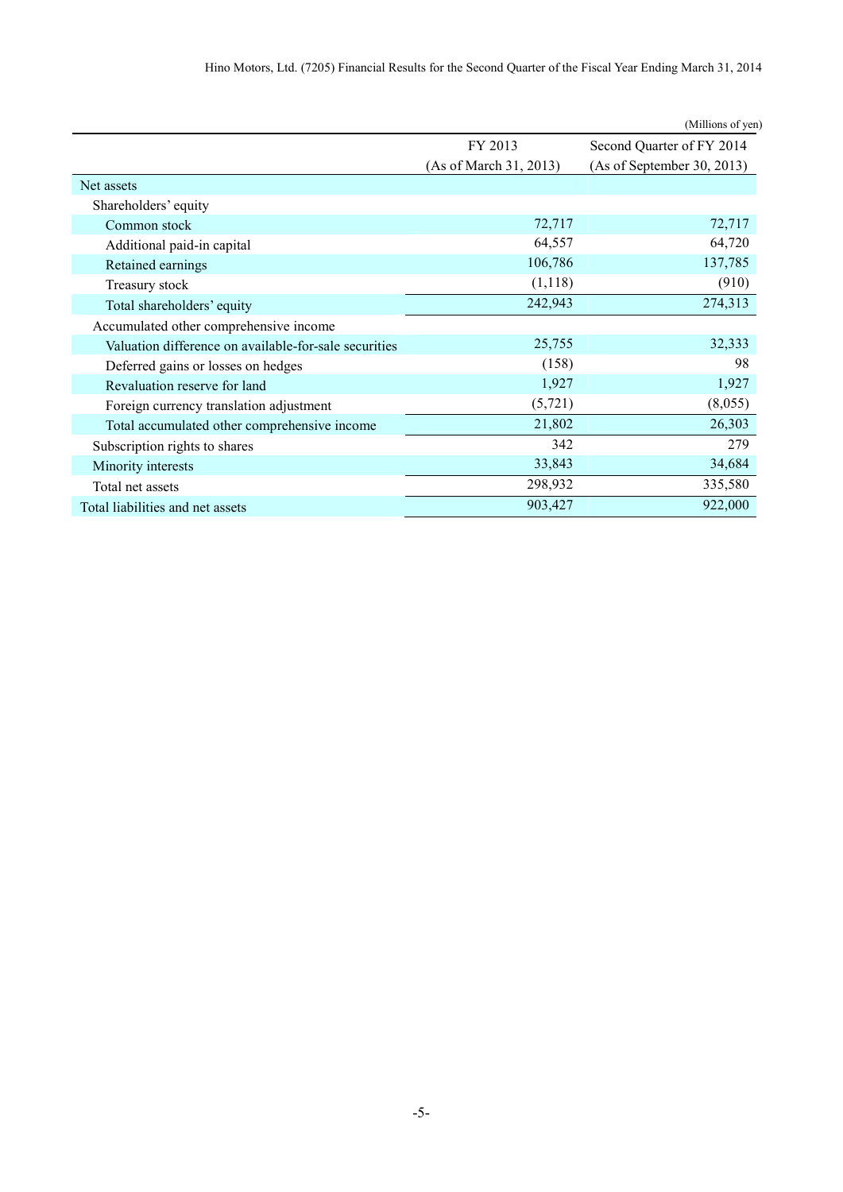(Millions of yen)

| | FY 2013 (As of March 31, 2013) | Second Quarter of FY 2014 (As of September 30, 2013) |
|---|---|---|
| Net assets | | |
| Shareholders' equity | | |
| Common stock | 72,717 | 72,717 |
| Additional paid-in capital | 64,557 | 64,720 |
| Retained earnings | 106,786 | 137,785 |
| Treasury stock | (1,118) | (910) |
| Total shareholders' equity | 242,943 | 274,313 |
| Accumulated other comprehensive income | | |
| Valuation difference on available-for-sale securities | 25,755 | 32,333 |
| Deferred gains or losses on hedges | (158) | 98 |
| Revaluation reserve for land | 1,927 | 1,927 |
| Foreign currency translation adjustment | (5,721) | (8,055) |
| Total accumulated other comprehensive income | 21,802 | 26,303 |
| Subscription rights to shares | 342 | 279 |
| Minority interests | 33,843 | 34,684 |
| Total net assets | 298,932 | 335,580 |
| Total liabilities and net assets | 903,427 | 922,000 |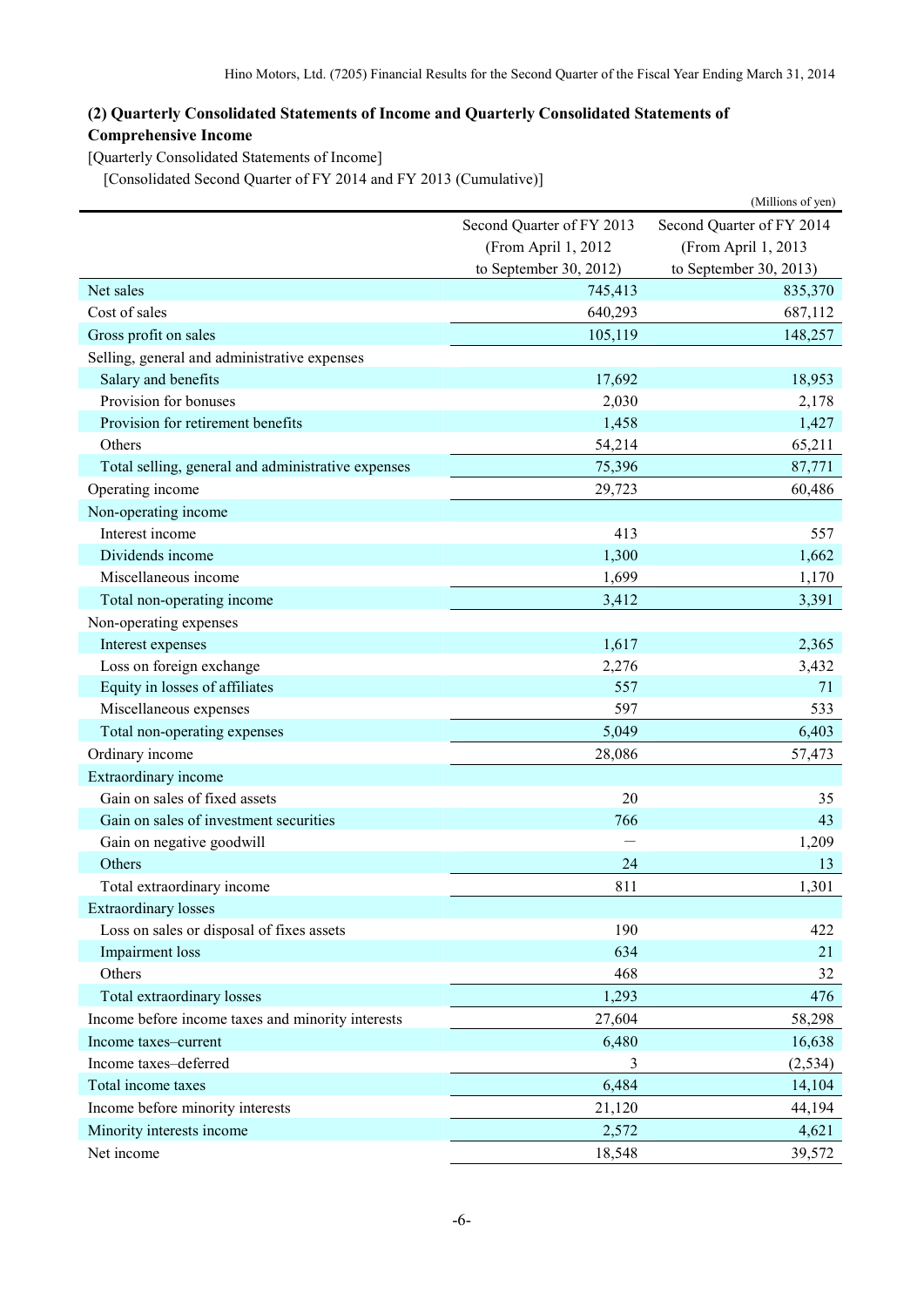### (2) Quarterly Consolidated Statements of Income and Quarterly Consolidated Statements of Comprehensive Income

[Quarterly Consolidated Statements of Income]

[Consolidated Second Quarter of FY 2014 and FY 2013 (Cumulative)]

(Millions of yen)

| | Second Quarter of FY 2013 (From April 1, 2012 to September 30, 2012) | Second Quarter of FY 2014 (From April 1, 2013 to September 30, 2013) |
|---|---|---|
| Net sales | 745,413 | 835,370 |
| Cost of sales | 640,293 | 687,112 |
| Gross profit on sales | 105,119 | 148,257 |
| Selling, general and administrative expenses | | |
| Salary and benefits | 17,692 | 18,953 |
| Provision for bonuses | 2,030 | 2,178 |
| Provision for retirement benefits | 1,458 | 1,427 |
| Others | 54,214 | 65,211 |
| Total selling, general and administrative expenses | 75,396 | 87,771 |
| Operating income | 29,723 | 60,486 |
| Non-operating income | | |
| Interest income | 413 | 557 |
| Dividends income | 1,300 | 1,662 |
| Miscellaneous income | 1,699 | 1,170 |
| Total non-operating income | 3,412 | 3,391 |
| Non-operating expenses | | |
| Interest expenses | 1,617 | 2,365 |
| Loss on foreign exchange | 2,276 | 3,432 |
| Equity in losses of affiliates | 557 | 71 |
| Miscellaneous expenses | 597 | 533 |
| Total non-operating expenses | 5,049 | 6,403 |
| Ordinary income | 28,086 | 57,473 |
| Extraordinary income | | |
| Gain on sales of fixed assets | 20 | 35 |
| Gain on sales of investment securities | 766 | 43 |
| Gain on negative goodwill | — | 1,209 |
| Others | 24 | 13 |
| Total extraordinary income | 811 | 1,301 |
| Extraordinary losses | | |
| Loss on sales or disposal of fixes assets | 190 | 422 |
| Impairment loss | 634 | 21 |
| Others | 468 | 32 |
| Total extraordinary losses | 1,293 | 476 |
| Income before income taxes and minority interests | 27,604 | 58,298 |
| Income taxes–current | 6,480 | 16,638 |
| Income taxes–deferred | 3 | (2,534) |
| Total income taxes | 6,484 | 14,104 |
| Income before minority interests | 21,120 | 44,194 |
| Minority interests income | 2,572 | 4,621 |
| Net income | 18,548 | 39,572 |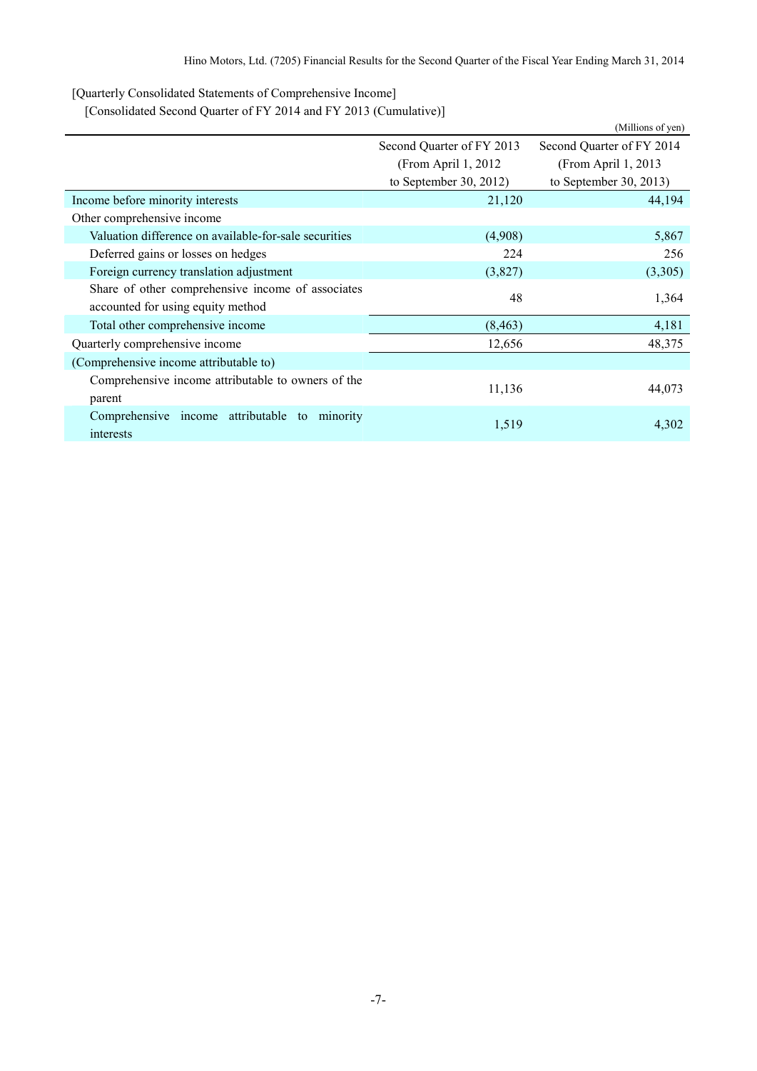[Quarterly Consolidated Statements of Comprehensive Income]

[Consolidated Second Quarter of FY 2014 and FY 2013 (Cumulative)]

(Millions of yen)

| | Second Quarter of FY 2013 (From April 1, 2012 to September 30, 2012) | Second Quarter of FY 2014 (From April 1, 2013 to September 30, 2013) |
|---|---|---|
| Income before minority interests | 21,120 | 44,194 |
| Other comprehensive income | | |
| Valuation difference on available-for-sale securities | (4,908) | 5,867 |
| Deferred gains or losses on hedges | 224 | 256 |
| Foreign currency translation adjustment | (3,827) | (3,305) |
| Share of other comprehensive income of associates accounted for using equity method | 48 | 1,364 |
| Total other comprehensive income | (8,463) | 4,181 |
| Quarterly comprehensive income | 12,656 | 48,375 |
| (Comprehensive income attributable to) | | |
| Comprehensive income attributable to owners of the parent | 11,136 | 44,073 |
| Comprehensive income attributable to minority interests | 1,519 | 4,302 |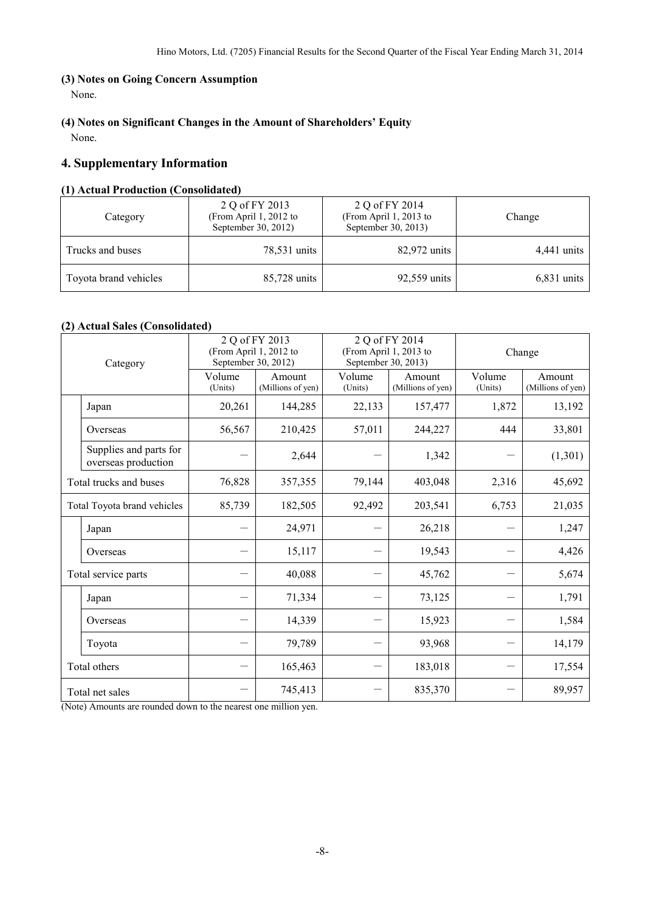### (3) Notes on Going Concern Assumption

None.

### (4) Notes on Significant Changes in the Amount of Shareholders' Equity

None.

## 4. Supplementary Information

### (1) Actual Production (Consolidated)

| Category | 2 Q of FY 2013 (From April 1, 2012 to September 30, 2012) | 2 Q of FY 2014 (From April 1, 2013 to September 30, 2013) | Change |
|---|---|---|---|
| Trucks and buses | 78,531 units | 82,972 units | 4,441 units |
| Toyota brand vehicles | 85,728 units | 92,559 units | 6,831 units |

### (2) Actual Sales (Consolidated)

| Category | | 2 Q of FY 2013 (From April 1, 2012 to September 30, 2012) | | 2 Q of FY 2014 (From April 1, 2013 to September 30, 2013) | | Change | |
|---|---|---|---|---|---|---|---|
| | | Volume (Units) | Amount (Millions of yen) | Volume (Units) | Amount (Millions of yen) | Volume (Units) | Amount (Millions of yen) |
| | Japan | 20,261 | 144,285 | 22,133 | 157,477 | 1,872 | 13,192 |
| | Overseas | 56,567 | 210,425 | 57,011 | 244,227 | 444 | 33,801 |
| | Supplies and parts for overseas production | ― | 2,644 | ― | 1,342 | ― | (1,301) |
| Total trucks and buses | | 76,828 | 357,355 | 79,144 | 403,048 | 2,316 | 45,692 |
| Total Toyota brand vehicles | | 85,739 | 182,505 | 92,492 | 203,541 | 6,753 | 21,035 |
| | Japan | ― | 24,971 | ― | 26,218 | ― | 1,247 |
| | Overseas | ― | 15,117 | ― | 19,543 | ― | 4,426 |
| Total service parts | | ― | 40,088 | ― | 45,762 | ― | 5,674 |
| | Japan | ― | 71,334 | ― | 73,125 | ― | 1,791 |
| | Overseas | ― | 14,339 | ― | 15,923 | ― | 1,584 |
| | Toyota | ― | 79,789 | ― | 93,968 | ― | 14,179 |
| Total others | | ― | 165,463 | ― | 183,018 | ― | 17,554 |
| Total net sales | | ― | 745,413 | ― | 835,370 | ― | 89,957 |

(Note) Amounts are rounded down to the nearest one million yen.